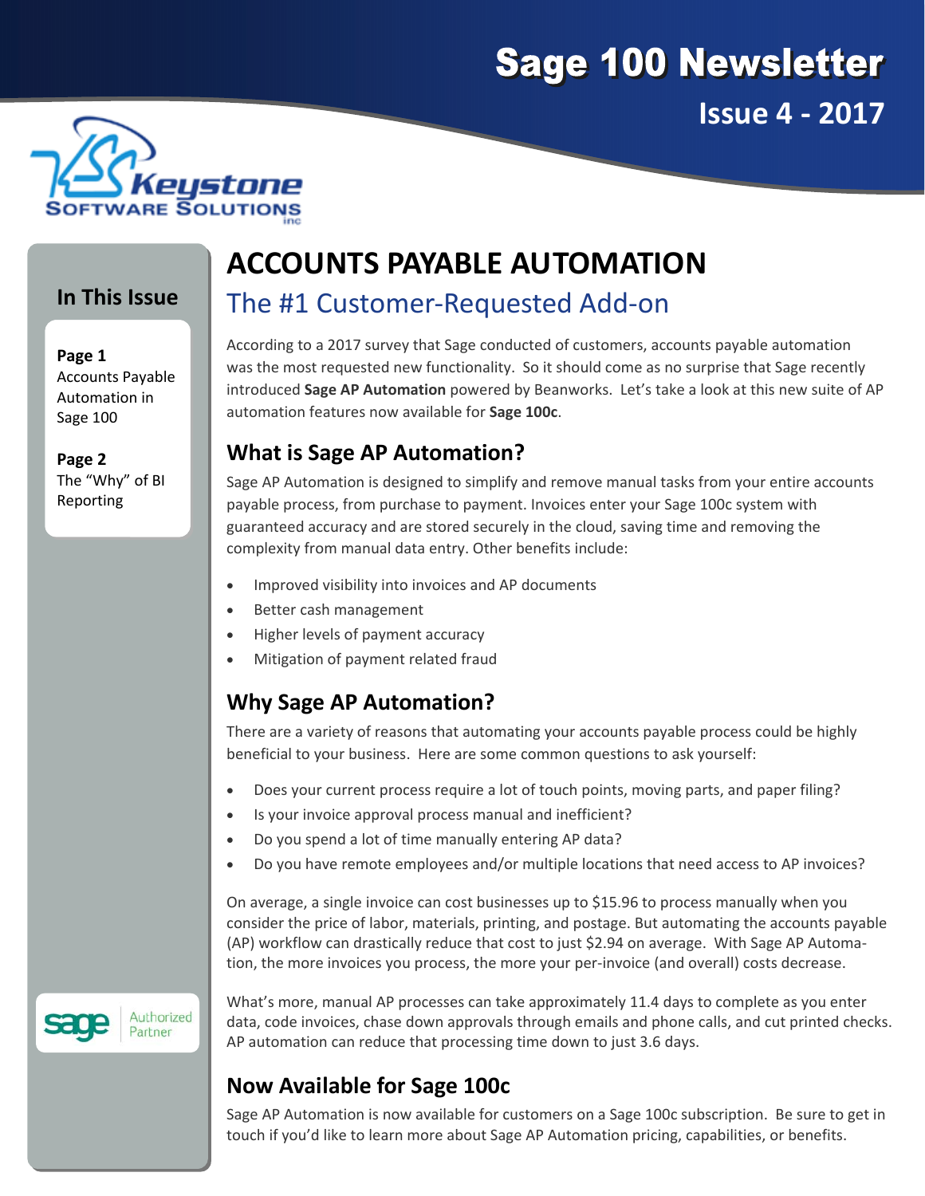# Sage 100 Newsletter

## Issue 4 - 2017

Keystone Software Solutions inc

### In This Issue

**Page 1**
Accounts Payable Automation in Sage 100

**Page 2**
The "Why" of BI Reporting

# ACCOUNTS PAYABLE AUTOMATION

## The #1 Customer-Requested Add-on

According to a 2017 survey that Sage conducted of customers, accounts payable automation was the most requested new functionality. So it should come as no surprise that Sage recently introduced **Sage AP Automation** powered by Beanworks. Let's take a look at this new suite of AP automation features now available for **Sage 100c**.

### What is Sage AP Automation?

Sage AP Automation is designed to simplify and remove manual tasks from your entire accounts payable process, from purchase to payment. Invoices enter your Sage 100c system with guaranteed accuracy and are stored securely in the cloud, saving time and removing the complexity from manual data entry. Other benefits include:

- Improved visibility into invoices and AP documents
- Better cash management
- Higher levels of payment accuracy
- Mitigation of payment related fraud

### Why Sage AP Automation?

There are a variety of reasons that automating your accounts payable process could be highly beneficial to your business. Here are some common questions to ask yourself:

- Does your current process require a lot of touch points, moving parts, and paper filing?
- Is your invoice approval process manual and inefficient?
- Do you spend a lot of time manually entering AP data?
- Do you have remote employees and/or multiple locations that need access to AP invoices?

On average, a single invoice can cost businesses up to $15.96 to process manually when you consider the price of labor, materials, printing, and postage. But automating the accounts payable (AP) workflow can drastically reduce that cost to just $2.94 on average. With Sage AP Automation, the more invoices you process, the more your per-invoice (and overall) costs decrease.

What's more, manual AP processes can take approximately 11.4 days to complete as you enter data, code invoices, chase down approvals through emails and phone calls, and cut printed checks. AP automation can reduce that processing time down to just 3.6 days.

### Now Available for Sage 100c

Sage AP Automation is now available for customers on a Sage 100c subscription. Be sure to get in touch if you'd like to learn more about Sage AP Automation pricing, capabilities, or benefits.

sage Authorized Partner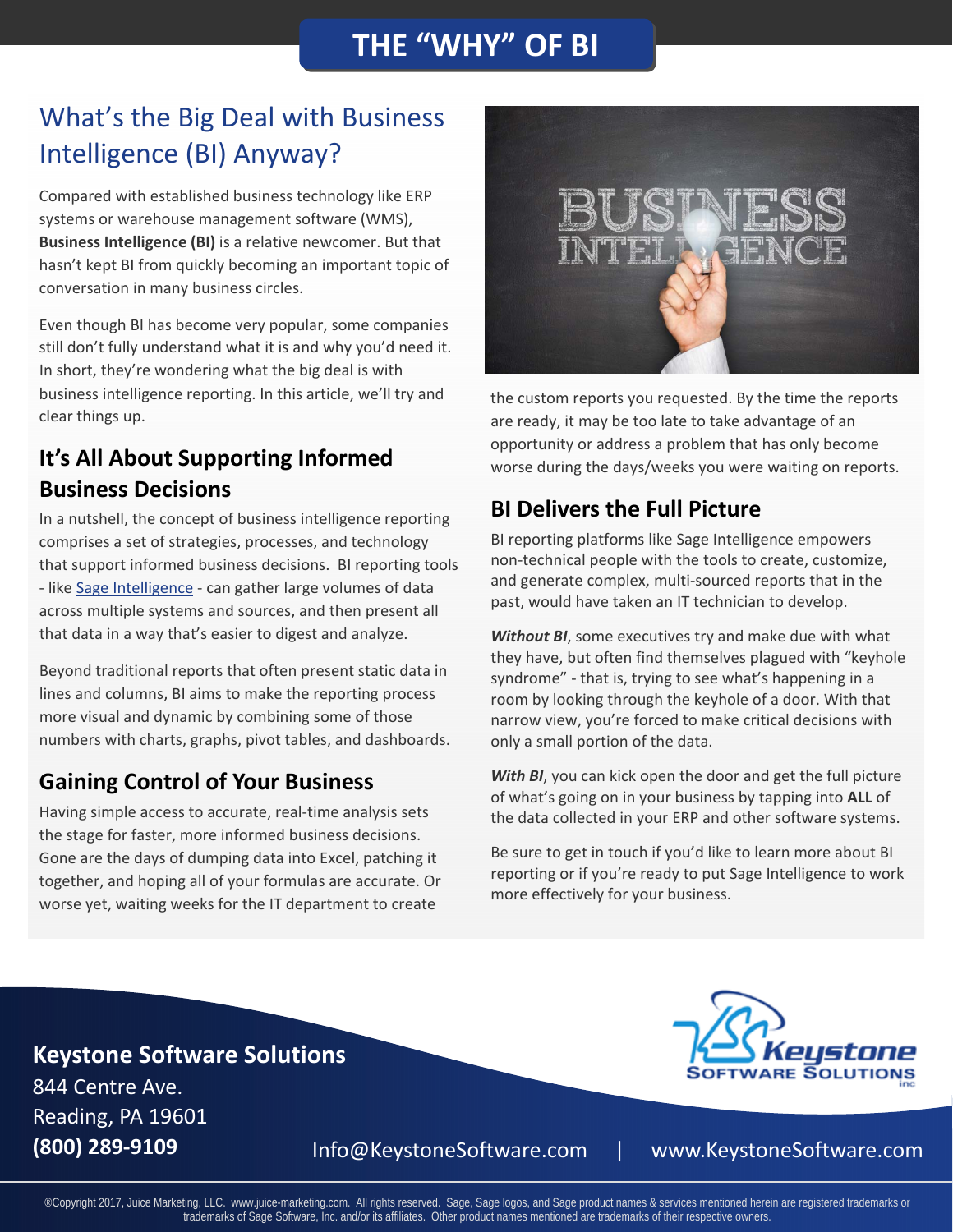# THE "WHY" OF BI

## What's the Big Deal with Business Intelligence (BI) Anyway?

Compared with established business technology like ERP systems or warehouse management software (WMS), **Business Intelligence (BI)** is a relative newcomer. But that hasn't kept BI from quickly becoming an important topic of conversation in many business circles.

Even though BI has become very popular, some companies still don't fully understand what it is and why you'd need it. In short, they're wondering what the big deal is with business intelligence reporting. In this article, we'll try and clear things up.

### It's All About Supporting Informed Business Decisions

In a nutshell, the concept of business intelligence reporting comprises a set of strategies, processes, and technology that support informed business decisions. BI reporting tools - like Sage Intelligence - can gather large volumes of data across multiple systems and sources, and then present all that data in a way that's easier to digest and analyze.

Beyond traditional reports that often present static data in lines and columns, BI aims to make the reporting process more visual and dynamic by combining some of those numbers with charts, graphs, pivot tables, and dashboards.

### Gaining Control of Your Business

Having simple access to accurate, real-time analysis sets the stage for faster, more informed business decisions. Gone are the days of dumping data into Excel, patching it together, and hoping all of your formulas are accurate. Or worse yet, waiting weeks for the IT department to create the custom reports you requested. By the time the reports are ready, it may be too late to take advantage of an opportunity or address a problem that has only become worse during the days/weeks you were waiting on reports.

### BI Delivers the Full Picture

BI reporting platforms like Sage Intelligence empowers non-technical people with the tools to create, customize, and generate complex, multi-sourced reports that in the past, would have taken an IT technician to develop.

***Without BI***, some executives try and make due with what they have, but often find themselves plagued with "keyhole syndrome" - that is, trying to see what's happening in a room by looking through the keyhole of a door. With that narrow view, you're forced to make critical decisions with only a small portion of the data.

***With BI***, you can kick open the door and get the full picture of what's going on in your business by tapping into **ALL** of the data collected in your ERP and other software systems.

Be sure to get in touch if you'd like to learn more about BI reporting or if you're ready to put Sage Intelligence to work more effectively for your business.

**Keystone Software Solutions**
844 Centre Ave.
Reading, PA 19601
**(800) 289-9109**

Info@KeystoneSoftware.com | www.KeystoneSoftware.com

®Copyright 2017, Juice Marketing, LLC. www.juice-marketing.com. All rights reserved. Sage, Sage logos, and Sage product names & services mentioned herein are registered trademarks or trademarks of Sage Software, Inc. and/or its affiliates. Other product names mentioned are trademarks of their respective owners.